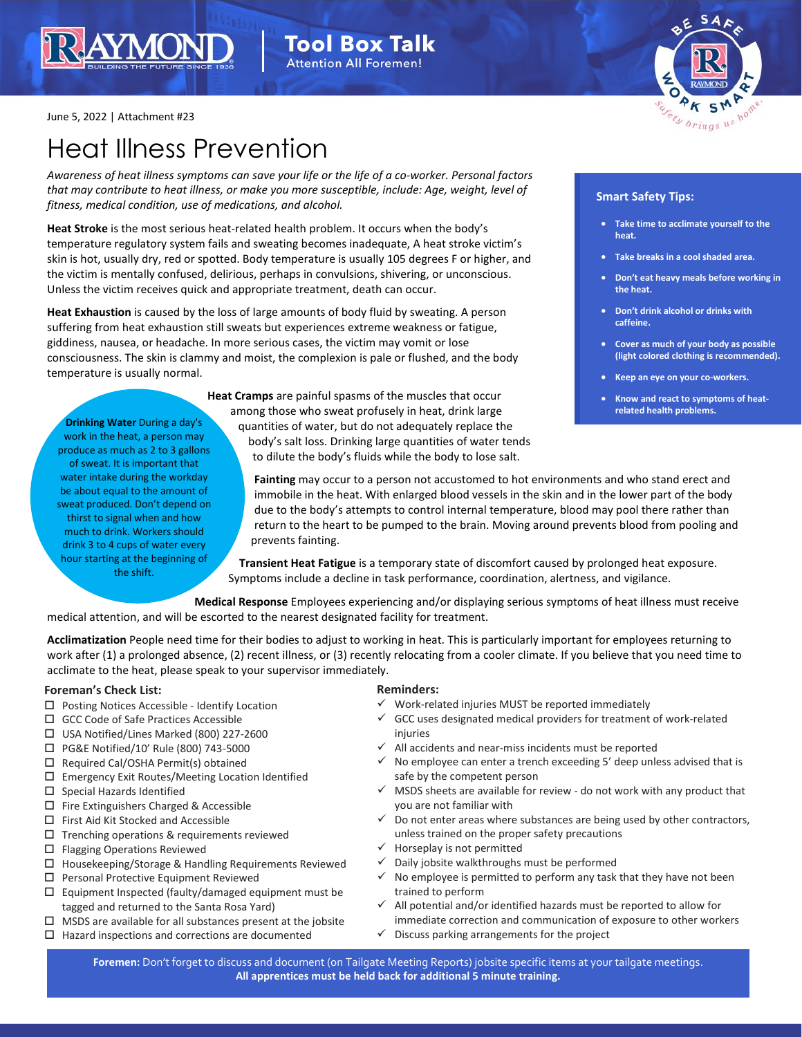RAYMOND — BUILDING THE FUTURE SINCE 1936

**Tool Box Talk**
Attention All Foremen!

BE SAFE — WORK SMART — Safety brings us home.

June 5, 2022 | Attachment #23

# Heat Illness Prevention

*Awareness of heat illness symptoms can save your life or the life of a co-worker. Personal factors that may contribute to heat illness, or make you more susceptible, include: Age, weight, level of fitness, medical condition, use of medications, and alcohol.*

**Heat Stroke** is the most serious heat-related health problem. It occurs when the body's temperature regulatory system fails and sweating becomes inadequate, A heat stroke victim's skin is hot, usually dry, red or spotted. Body temperature is usually 105 degrees F or higher, and the victim is mentally confused, delirious, perhaps in convulsions, shivering, or unconscious. Unless the victim receives quick and appropriate treatment, death can occur.

**Heat Exhaustion** is caused by the loss of large amounts of body fluid by sweating. A person suffering from heat exhaustion still sweats but experiences extreme weakness or fatigue, giddiness, nausea, or headache. In more serious cases, the victim may vomit or lose consciousness. The skin is clammy and moist, the complexion is pale or flushed, and the body temperature is usually normal.

**Heat Cramps** are painful spasms of the muscles that occur among those who sweat profusely in heat, drink large quantities of water, but do not adequately replace the body's salt loss. Drinking large quantities of water tends to dilute the body's fluids while the body to lose salt.

**Drinking Water** During a day's work in the heat, a person may produce as much as 2 to 3 gallons of sweat. It is important that water intake during the workday be about equal to the amount of sweat produced. Don't depend on thirst to signal when and how much to drink. Workers should drink 3 to 4 cups of water every hour starting at the beginning of the shift.

**Fainting** may occur to a person not accustomed to hot environments and who stand erect and immobile in the heat. With enlarged blood vessels in the skin and in the lower part of the body due to the body's attempts to control internal temperature, blood may pool there rather than return to the heart to be pumped to the brain. Moving around prevents blood from pooling and prevents fainting.

**Transient Heat Fatigue** is a temporary state of discomfort caused by prolonged heat exposure. Symptoms include a decline in task performance, coordination, alertness, and vigilance.

**Medical Response** Employees experiencing and/or displaying serious symptoms of heat illness must receive medical attention, and will be escorted to the nearest designated facility for treatment.

**Acclimatization** People need time for their bodies to adjust to working in heat. This is particularly important for employees returning to work after (1) a prolonged absence, (2) recent illness, or (3) recently relocating from a cooler climate. If you believe that you need time to acclimate to the heat, please speak to your supervisor immediately.

### Smart Safety Tips:

- **Take time to acclimate yourself to the heat.**
- **Take breaks in a cool shaded area.**
- **Don't eat heavy meals before working in the heat.**
- **Don't drink alcohol or drinks with caffeine.**
- **Cover as much of your body as possible (light colored clothing is recommended).**
- **Keep an eye on your co-workers.**
- **Know and react to symptoms of heat-related health problems.**

### Foreman's Check List:

- ☐ Posting Notices Accessible - Identify Location
- ☐ GCC Code of Safe Practices Accessible
- ☐ USA Notified/Lines Marked (800) 227-2600
- ☐ PG&E Notified/10' Rule (800) 743-5000
- ☐ Required Cal/OSHA Permit(s) obtained
- ☐ Emergency Exit Routes/Meeting Location Identified
- ☐ Special Hazards Identified
- ☐ Fire Extinguishers Charged & Accessible
- ☐ First Aid Kit Stocked and Accessible
- ☐ Trenching operations & requirements reviewed
- ☐ Flagging Operations Reviewed
- ☐ Housekeeping/Storage & Handling Requirements Reviewed
- ☐ Personal Protective Equipment Reviewed
- ☐ Equipment Inspected (faulty/damaged equipment must be tagged and returned to the Santa Rosa Yard)
- ☐ MSDS are available for all substances present at the jobsite
- ☐ Hazard inspections and corrections are documented

### Reminders:

- ✓ Work-related injuries MUST be reported immediately
- ✓ GCC uses designated medical providers for treatment of work-related injuries
- ✓ All accidents and near-miss incidents must be reported
- ✓ No employee can enter a trench exceeding 5' deep unless advised that is safe by the competent person
- ✓ MSDS sheets are available for review - do not work with any product that you are not familiar with
- ✓ Do not enter areas where substances are being used by other contractors, unless trained on the proper safety precautions
- ✓ Horseplay is not permitted
- ✓ Daily jobsite walkthroughs must be performed
- ✓ No employee is permitted to perform any task that they have not been trained to perform
- ✓ All potential and/or identified hazards must be reported to allow for immediate correction and communication of exposure to other workers
- ✓ Discuss parking arrangements for the project

**Foremen:** Don't forget to discuss and document (on Tailgate Meeting Reports) jobsite specific items at your tailgate meetings.
**All apprentices must be held back for additional 5 minute training.**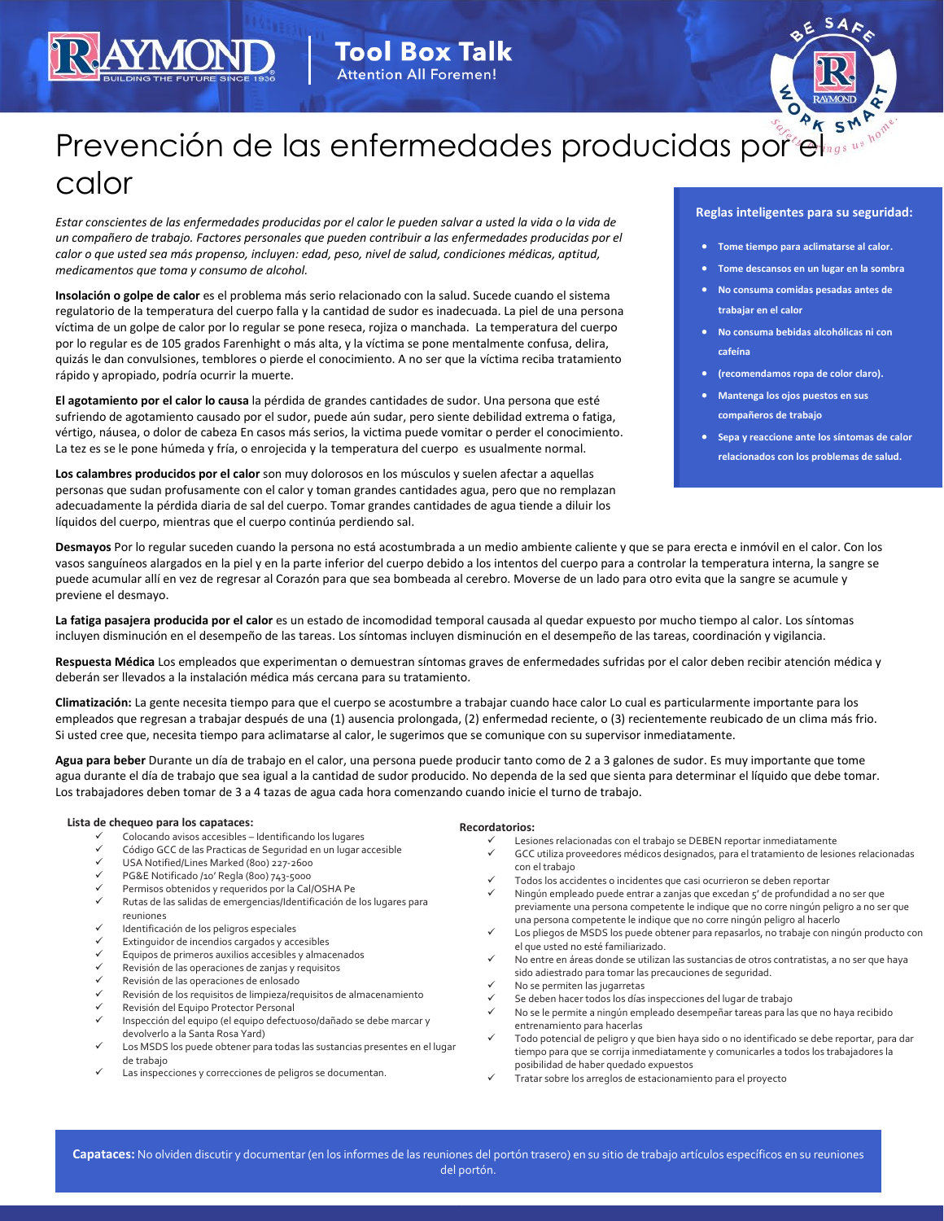**RAYMOND** BUILDING THE FUTURE SINCE 1936

**Tool Box Talk**
Attention All Foremen!

# Prevención de las enfermedades producidas por el calor

*Estar conscientes de las enfermedades producidas por el calor le pueden salvar a usted la vida o la vida de un compañero de trabajo. Factores personales que pueden contribuir a las enfermedades producidas por el calor o que usted sea más propenso, incluyen: edad, peso, nivel de salud, condiciones médicas, aptitud, medicamentos que toma y consumo de alcohol.*

**Insolación o golpe de calor** es el problema más serio relacionado con la salud. Sucede cuando el sistema regulatorio de la temperatura del cuerpo falla y la cantidad de sudor es inadecuada. La piel de una persona víctima de un golpe de calor por lo regular se pone reseca, rojiza o manchada. La temperatura del cuerpo por lo regular es de 105 grados Farenhight o más alta, y la víctima se pone mentalmente confusa, delira, quizás le dan convulsiones, temblores o pierde el conocimiento. A no ser que la víctima reciba tratamiento rápido y apropiado, podría ocurrir la muerte.

**El agotamiento por el calor lo causa** la pérdida de grandes cantidades de sudor. Una persona que esté sufriendo de agotamiento causado por el sudor, puede aún sudar, pero siente debilidad extrema o fatiga, vértigo, náusea, o dolor de cabeza En casos más serios, la victima puede vomitar o perder el conocimiento. La tez es se le pone húmeda y fría, o enrojecida y la temperatura del cuerpo es usualmente normal.

**Los calambres producidos por el calor** son muy dolorosos en los músculos y suelen afectar a aquellas personas que sudan profusamente con el calor y toman grandes cantidades agua, pero que no remplazan adecuadamente la pérdida diaria de sal del cuerpo. Tomar grandes cantidades de agua tiende a diluir los líquidos del cuerpo, mientras que el cuerpo continúa perdiendo sal.

**Reglas inteligentes para su seguridad:**

- **Tome tiempo para aclimatarse al calor.**
- **Tome descansos en un lugar en la sombra**
- **No consuma comidas pesadas antes de trabajar en el calor**
- **No consuma bebidas alcohólicas ni con cafeína**
- **(recomendamos ropa de color claro).**
- **Mantenga los ojos puestos en sus compañeros de trabajo**
- **Sepa y reaccione ante los síntomas de calor relacionados con los problemas de salud.**

**Desmayos** Por lo regular suceden cuando la persona no está acostumbrada a un medio ambiente caliente y que se para erecta e inmóvil en el calor. Con los vasos sanguíneos alargados en la piel y en la parte inferior del cuerpo debido a los intentos del cuerpo para a controlar la temperatura interna, la sangre se puede acumular allí en vez de regresar al Corazón para que sea bombeada al cerebro. Moverse de un lado para otro evita que la sangre se acumule y previene el desmayo.

**La fatiga pasajera producida por el calor** es un estado de incomodidad temporal causada al quedar expuesto por mucho tiempo al calor. Los síntomas incluyen disminución en el desempeño de las tareas. Los síntomas incluyen disminución en el desempeño de las tareas, coordinación y vigilancia.

**Respuesta Médica** Los empleados que experimentan o demuestran síntomas graves de enfermedades sufridas por el calor deben recibir atención médica y deberán ser llevados a la instalación médica más cercana para su tratamiento.

**Climatización:** La gente necesita tiempo para que el cuerpo se acostumbre a trabajar cuando hace calor Lo cual es particularmente importante para los empleados que regresan a trabajar después de una (1) ausencia prolongada, (2) enfermedad reciente, o (3) recientemente reubicado de un clima más frio. Si usted cree que, necesita tiempo para aclimatarse al calor, le sugerimos que se comunique con su supervisor inmediatamente.

**Agua para beber** Durante un día de trabajo en el calor, una persona puede producir tanto como de 2 a 3 galones de sudor. Es muy importante que tome agua durante el día de trabajo que sea igual a la cantidad de sudor producido. No dependa de la sed que sienta para determinar el líquido que debe tomar. Los trabajadores deben tomar de 3 a 4 tazas de agua cada hora comenzando cuando inicie el turno de trabajo.

**Lista de chequeo para los capataces:**

- ✓ Colocando avisos accesibles – Identificando los lugares
- ✓ Código GCC de las Practicas de Seguridad en un lugar accesible
- ✓ USA Notified/Lines Marked (800) 227-2600
- ✓ PG&E Notificado /10' Regla (800) 743-5000
- ✓ Permisos obtenidos y requeridos por la Cal/OSHA Pe
- ✓ Rutas de las salidas de emergencias/Identificación de los lugares para reuniones
- ✓ Identificación de los peligros especiales
- ✓ Extinguidor de incendios cargados y accesibles
- ✓ Equipos de primeros auxilios accesibles y almacenados
- ✓ Revisión de las operaciones de zanjas y requisitos
- ✓ Revisión de las operaciones de enlosado
- ✓ Revisión de los requisitos de limpieza/requisitos de almacenamiento
- ✓ Revisión del Equipo Protector Personal
- ✓ Inspección del equipo (el equipo defectuoso/dañado se debe marcar y devolverlo a la Santa Rosa Yard)
- ✓ Los MSDS los puede obtener para todas las sustancias presentes en el lugar de trabajo
- ✓ Las inspecciones y correcciones de peligros se documentan.

**Recordatorios:**

- ✓ Lesiones relacionadas con el trabajo se DEBEN reportar inmediatamente
- ✓ GCC utiliza proveedores médicos designados, para el tratamiento de lesiones relacionadas con el trabajo
- ✓ Todos los accidentes o incidentes que casi ocurrieron se deben reportar
- ✓ Ningún empleado puede entrar a zanjas que excedan 5' de profundidad a no ser que previamente una persona competente le indique que no corre ningún peligro a no ser que una persona competente le indique que no corre ningún peligro al hacerlo
- ✓ Los pliegos de MSDS los puede obtener para repasarlos, no trabaje con ningún producto con el que usted no esté familiarizado.
- ✓ No entre en áreas donde se utilizan las sustancias de otros contratistas, a no ser que haya sido adiestrado para tomar las precauciones de seguridad.
- ✓ No se permiten las jugarretas
- ✓ Se deben hacer todos los días inspecciones del lugar de trabajo
- ✓ No se le permite a ningún empleado desempeñar tareas para las que no haya recibido entrenamiento para hacerlas
- ✓ Todo potencial de peligro y que bien haya sido o no identificado se debe reportar, para dar tiempo para que se corrija inmediatamente y comunicarles a todos los trabajadores la posibilidad de haber quedado expuestos
- ✓ Tratar sobre los arreglos de estacionamiento para el proyecto

**Capataces:** No olviden discutir y documentar (en los informes de las reuniones del portón trasero) en su sitio de trabajo artículos específicos en su reuniones del portón.